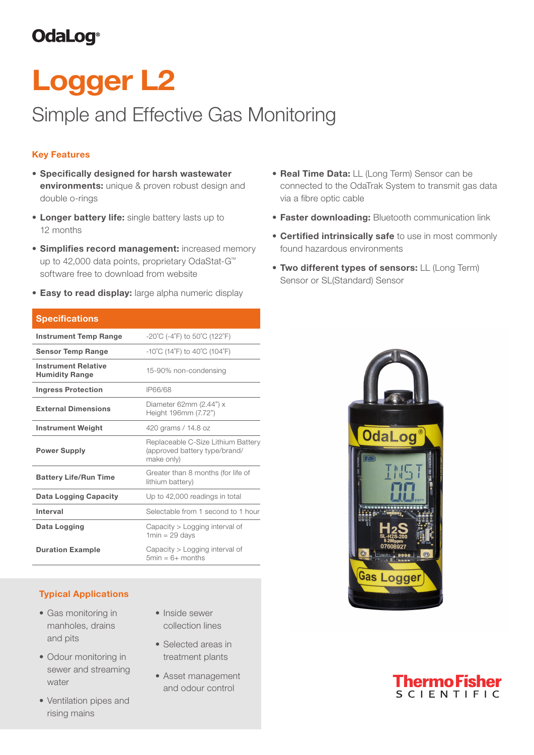OdaLog®

# Logger L2

## Simple and Effective Gas Monitoring

### Key Features

- **Specifically designed for harsh wastewater environments:** unique & proven robust design and double o-rings
- **Longer battery life:** single battery lasts up to 12 months
- **Simplifies record management:** increased memory up to 42,000 data points, proprietary OdaStat-G™ software free to download from website
- **Easy to read display:** large alpha numeric display
- **Real Time Data:** LL (Long Term) Sensor can be connected to the OdaTrak System to transmit gas data via a fibre optic cable
- **Faster downloading:** Bluetooth communication link
- **Certified intrinsically safe** to use in most commonly found hazardous environments
- **Two different types of sensors:** LL (Long Term) Sensor or SL(Standard) Sensor

### Specifications

| Specifications | |
|---|---|
| **Instrument Temp Range** | -20˚C (-4˚F) to 50˚C (122˚F) |
| **Sensor Temp Range** | -10˚C (14˚F) to 40˚C (104˚F) |
| **Instrument Relative Humidity Range** | 15-90% non-condensing |
| **Ingress Protection** | IP66/68 |
| **External Dimensions** | Diameter 62mm (2.44") x Height 196mm (7.72") |
| **Instrument Weight** | 420 grams / 14.8 oz |
| **Power Supply** | Replaceable C-Size Lithium Battery (approved battery type/brand/make only) |
| **Battery Life/Run Time** | Greater than 8 months (for life of lithium battery) |
| **Data Logging Capacity** | Up to 42,000 readings in total |
| **Interval** | Selectable from 1 second to 1 hour |
| **Data Logging** | Capacity > Logging interval of 1min = 29 days |
| **Duration Example** | Capacity > Logging interval of 5min = 6+ months |

### Typical Applications

- Gas monitoring in manholes, drains and pits
- Odour monitoring in sewer and streaming water
- Ventilation pipes and rising mains
- Inside sewer collection lines
- Selected areas in treatment plants
- Asset management and odour control

ThermoFisher SCIENTIFIC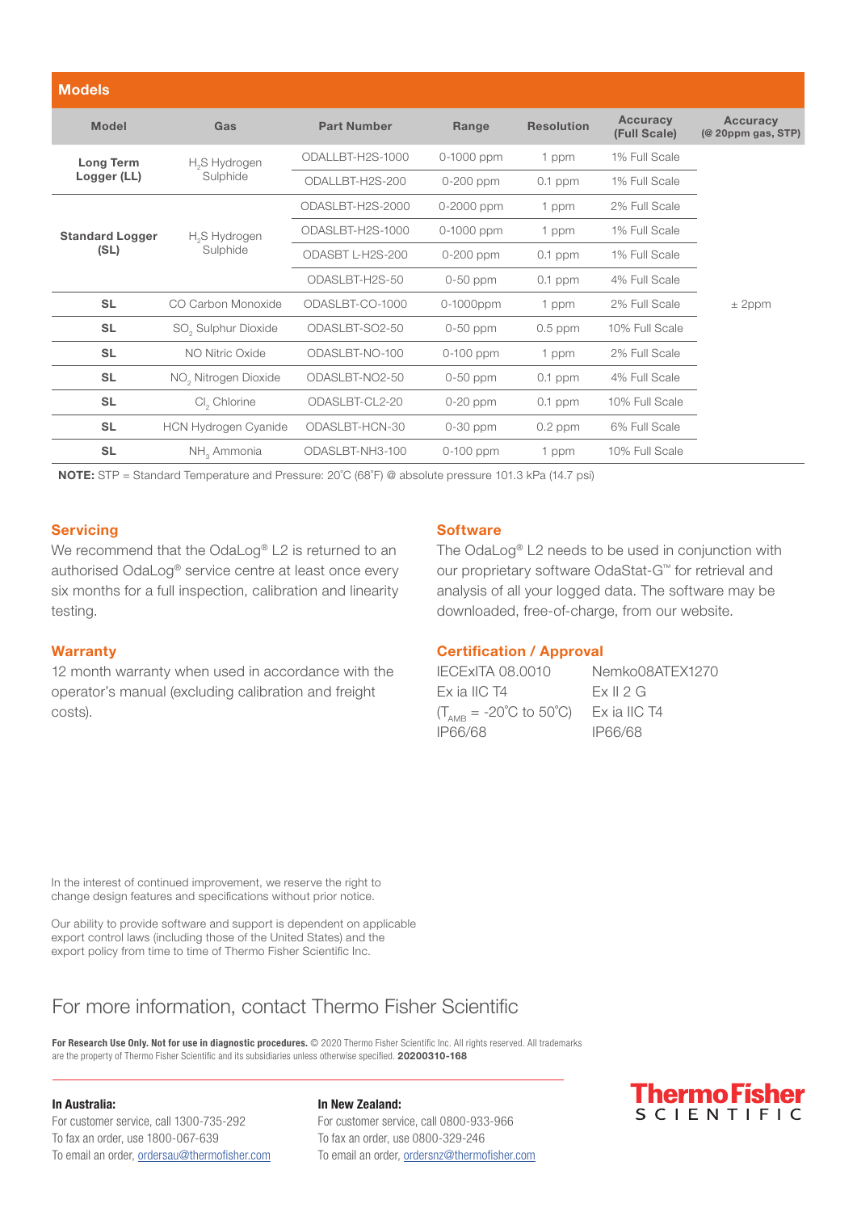## Models

| Model | Gas | Part Number | Range | Resolution | Accuracy (Full Scale) | Accuracy (@ 20ppm gas, STP) |
|---|---|---|---|---|---|---|
| **Long Term Logger (LL)** | $H_2S$ Hydrogen Sulphide | ODALLBT-H2S-1000 | 0-1000 ppm | 1 ppm | 1% Full Scale | |
| | | ODALLBT-H2S-200 | 0-200 ppm | 0.1 ppm | 1% Full Scale | |
| **Standard Logger (SL)** | $H_2S$ Hydrogen Sulphide | ODASLBT-H2S-2000 | 0-2000 ppm | 1 ppm | 2% Full Scale | |
| | | ODASLBT-H2S-1000 | 0-1000 ppm | 1 ppm | 1% Full Scale | |
| | | ODASBT L-H2S-200 | 0-200 ppm | 0.1 ppm | 1% Full Scale | |
| | | ODASLBT-H2S-50 | 0-50 ppm | 0.1 ppm | 4% Full Scale | |
| **SL** | CO Carbon Monoxide | ODASLBT-CO-1000 | 0-1000ppm | 1 ppm | 2% Full Scale | ± 2ppm |
| **SL** | $SO_2$ Sulphur Dioxide | ODASLBT-SO2-50 | 0-50 ppm | 0.5 ppm | 10% Full Scale | |
| **SL** | NO Nitric Oxide | ODASLBT-NO-100 | 0-100 ppm | 1 ppm | 2% Full Scale | |
| **SL** | $NO_2$ Nitrogen Dioxide | ODASLBT-NO2-50 | 0-50 ppm | 0.1 ppm | 4% Full Scale | |
| **SL** | $Cl_2$ Chlorine | ODASLBT-CL2-20 | 0-20 ppm | 0.1 ppm | 10% Full Scale | |
| **SL** | HCN Hydrogen Cyanide | ODASLBT-HCN-30 | 0-30 ppm | 0.2 ppm | 6% Full Scale | |
| **SL** | $NH_3$ Ammonia | ODASLBT-NH3-100 | 0-100 ppm | 1 ppm | 10% Full Scale | |

**NOTE:** STP = Standard Temperature and Pressure: 20˚C (68˚F) @ absolute pressure 101.3 kPa (14.7 psi)

### Servicing

We recommend that the OdaLog® L2 is returned to an authorised OdaLog® service centre at least once every six months for a full inspection, calibration and linearity testing.

### Warranty

12 month warranty when used in accordance with the operator's manual (excluding calibration and freight costs).

### Software

The OdaLog® L2 needs to be used in conjunction with our proprietary software OdaStat-G™ for retrieval and analysis of all your logged data. The software may be downloaded, free-of-charge, from our website.

### Certification / Approval

| | |
|---|---|
| IECExITA 08.0010 | Nemko08ATEX1270 |
| Ex ia IIC T4 | Ex II 2 G |
| ($T_{AMB}$ = -20˚C to 50˚C) | Ex ia IIC T4 |
| IP66/68 | IP66/68 |

In the interest of continued improvement, we reserve the right to change design features and specifications without prior notice.

Our ability to provide software and support is dependent on applicable export control laws (including those of the United States) and the export policy from time to time of Thermo Fisher Scientific Inc.

## For more information, contact Thermo Fisher Scientific

**For Research Use Only. Not for use in diagnostic procedures.** © 2020 Thermo Fisher Scientific Inc. All rights reserved. All trademarks are the property of Thermo Fisher Scientific and its subsidiaries unless otherwise specified. **20200310-168**

**In Australia:**
For customer service, call 1300-735-292
To fax an order, use 1800-067-639
To email an order, ordersau@thermofisher.com

**In New Zealand:**
For customer service, call 0800-933-966
To fax an order, use 0800-329-246
To email an order, ordersnz@thermofisher.com

ThermoFisher SCIENTIFIC